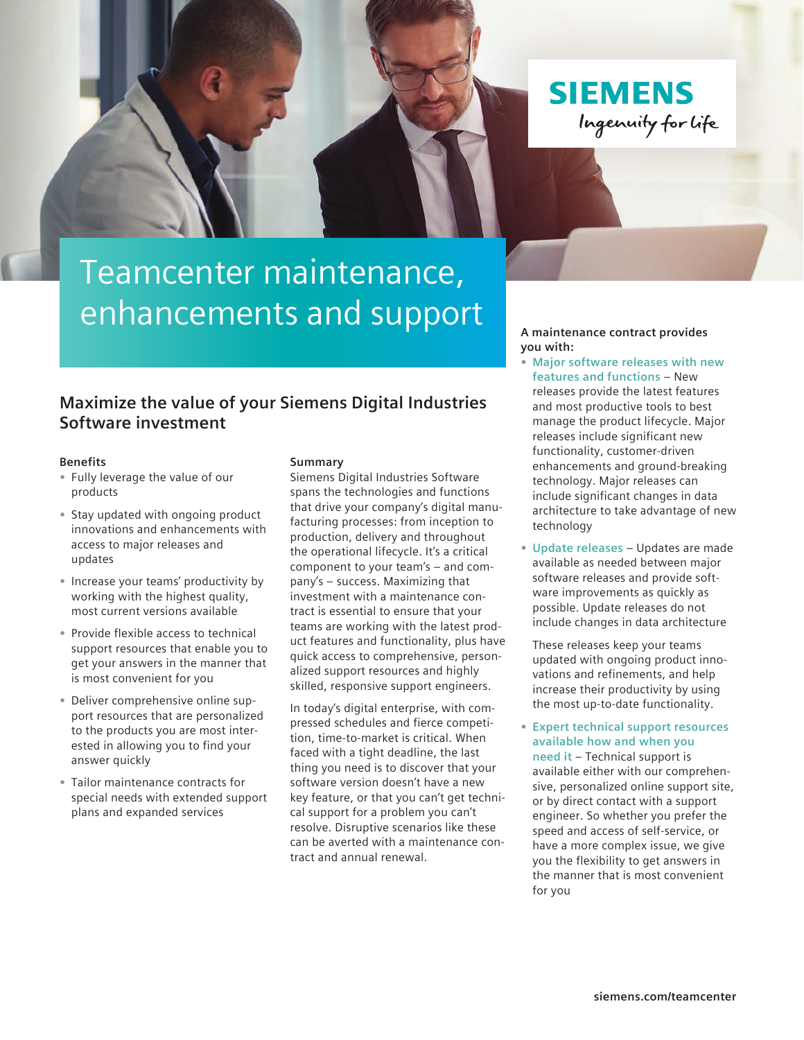# Teamcenter maintenance, enhancements and support

## Maximize the value of your Siemens Digital Industries Software investment

### Benefits

- Fully leverage the value of our products
- Stay updated with ongoing product innovations and enhancements with access to major releases and updates
- Increase your teams' productivity by working with the highest quality, most current versions available
- Provide flexible access to technical support resources that enable you to get your answers in the manner that is most convenient for you
- Deliver comprehensive online support resources that are personalized to the products you are most interested in allowing you to find your answer quickly
- Tailor maintenance contracts for special needs with extended support plans and expanded services

### Summary

Siemens Digital Industries Software spans the technologies and functions that drive your company's digital manufacturing processes: from inception to production, delivery and throughout the operational lifecycle. It's a critical component to your team's – and company's – success. Maximizing that investment with a maintenance contract is essential to ensure that your teams are working with the latest product features and functionality, plus have quick access to comprehensive, personalized support resources and highly skilled, responsive support engineers.

In today's digital enterprise, with compressed schedules and fierce competition, time-to-market is critical. When faced with a tight deadline, the last thing you need is to discover that your software version doesn't have a new key feature, or that you can't get technical support for a problem you can't resolve. Disruptive scenarios like these can be averted with a maintenance contract and annual renewal.

**A maintenance contract provides you with:**

- **Major software releases with new features and functions** – New releases provide the latest features and most productive tools to best manage the product lifecycle. Major releases include significant new functionality, customer-driven enhancements and ground-breaking technology. Major releases can include significant changes in data architecture to take advantage of new technology
- **Update releases** – Updates are made available as needed between major software releases and provide software improvements as quickly as possible. Update releases do not include changes in data architecture

  These releases keep your teams updated with ongoing product innovations and refinements, and help increase their productivity by using the most up-to-date functionality.

- **Expert technical support resources available how and when you need it** – Technical support is available either with our comprehensive, personalized online support site, or by direct contact with a support engineer. So whether you prefer the speed and access of self-service, or have a more complex issue, we give you the flexibility to get answers in the manner that is most convenient for you

siemens.com/teamcenter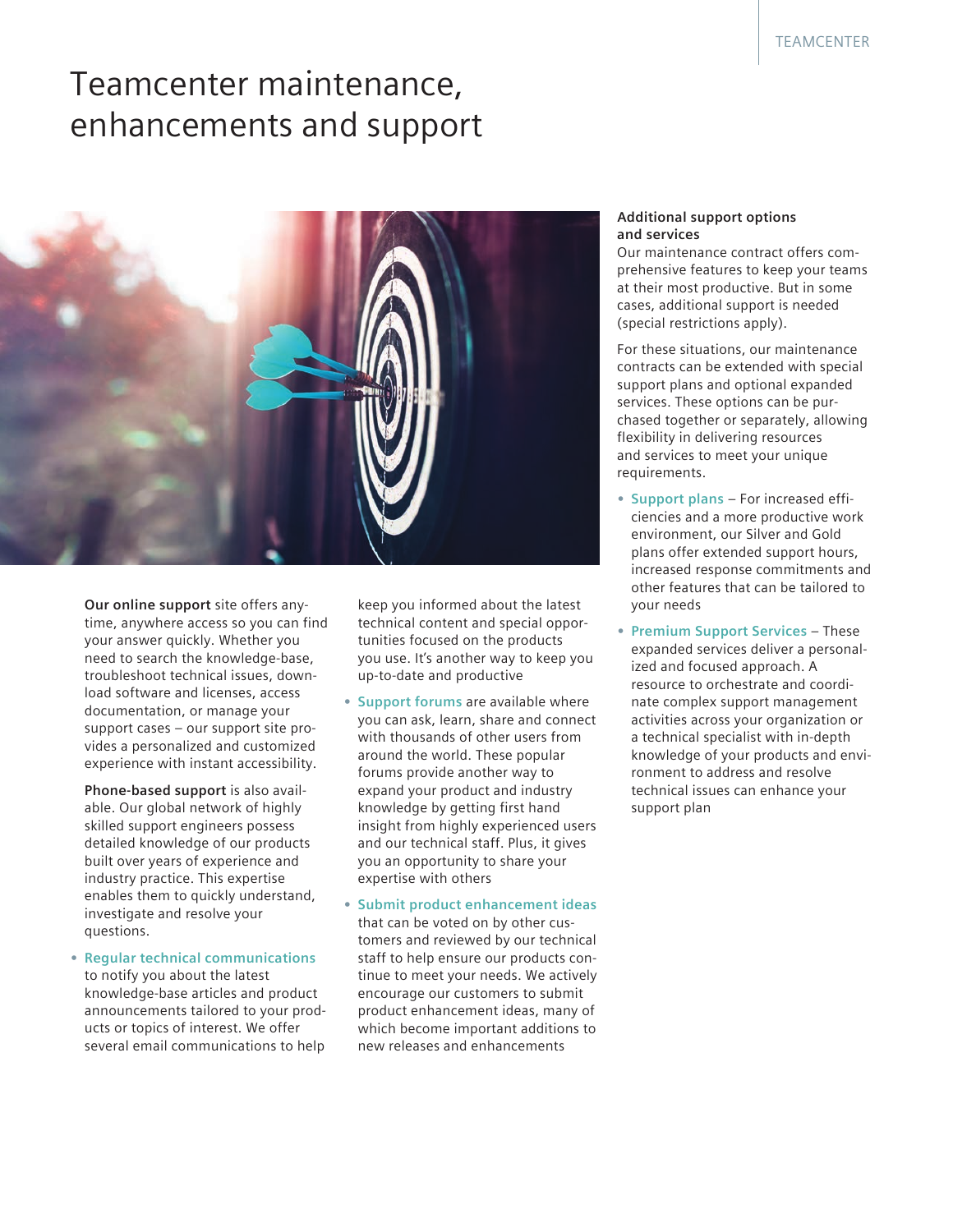# Teamcenter maintenance, enhancements and support

**Our online support** site offers anytime, anywhere access so you can find your answer quickly. Whether you need to search the knowledge-base, troubleshoot technical issues, download software and licenses, access documentation, or manage your support cases – our support site provides a personalized and customized experience with instant accessibility.

**Phone-based support** is also available. Our global network of highly skilled support engineers possess detailed knowledge of our products built over years of experience and industry practice. This expertise enables them to quickly understand, investigate and resolve your questions.

- **Regular technical communications** to notify you about the latest knowledge-base articles and product announcements tailored to your products or topics of interest. We offer several email communications to help keep you informed about the latest technical content and special opportunities focused on the products you use. It's another way to keep you up-to-date and productive
- **Support forums** are available where you can ask, learn, share and connect with thousands of other users from around the world. These popular forums provide another way to expand your product and industry knowledge by getting first hand insight from highly experienced users and our technical staff. Plus, it gives you an opportunity to share your expertise with others
- **Submit product enhancement ideas** that can be voted on by other customers and reviewed by our technical staff to help ensure our products continue to meet your needs. We actively encourage our customers to submit product enhancement ideas, many of which become important additions to new releases and enhancements

**Additional support options and services**

Our maintenance contract offers comprehensive features to keep your teams at their most productive. But in some cases, additional support is needed (special restrictions apply).

For these situations, our maintenance contracts can be extended with special support plans and optional expanded services. These options can be purchased together or separately, allowing flexibility in delivering resources and services to meet your unique requirements.

- **Support plans** – For increased efficiencies and a more productive work environment, our Silver and Gold plans offer extended support hours, increased response commitments and other features that can be tailored to your needs
- **Premium Support Services** – These expanded services deliver a personalized and focused approach. A resource to orchestrate and coordinate complex support management activities across your organization or a technical specialist with in-depth knowledge of your products and environment to address and resolve technical issues can enhance your support plan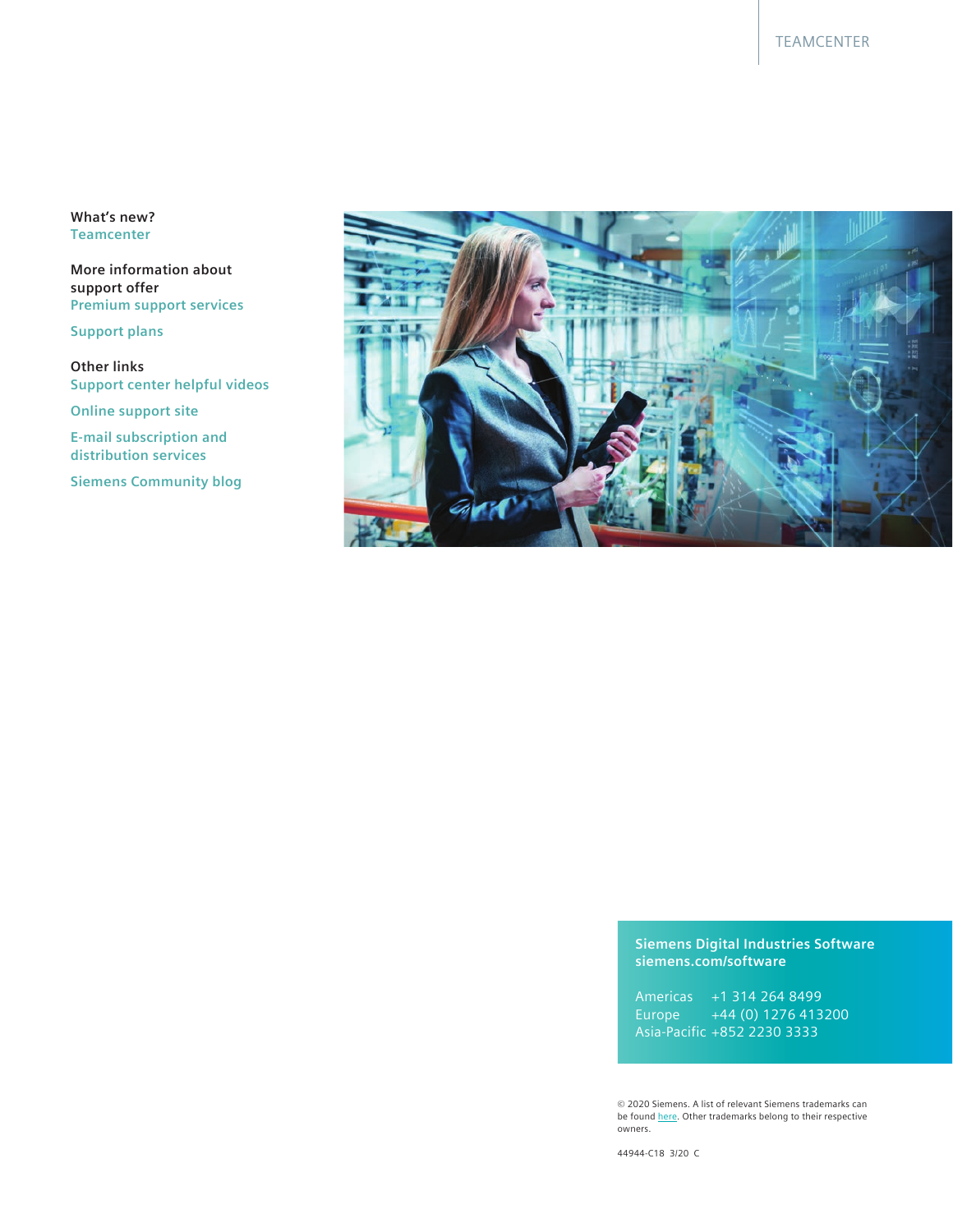**What's new?**
Teamcenter

**More information about support offer**
Premium support services

Support plans

**Other links**
Support center helpful videos

Online support site

E-mail subscription and distribution services

Siemens Community blog

**Siemens Digital Industries Software**
**siemens.com/software**

Americas +1 314 264 8499
Europe +44 (0) 1276 413200
Asia-Pacific +852 2230 3333

© 2020 Siemens. A list of relevant Siemens trademarks can be found here. Other trademarks belong to their respective owners.

44944-C18 3/20 C